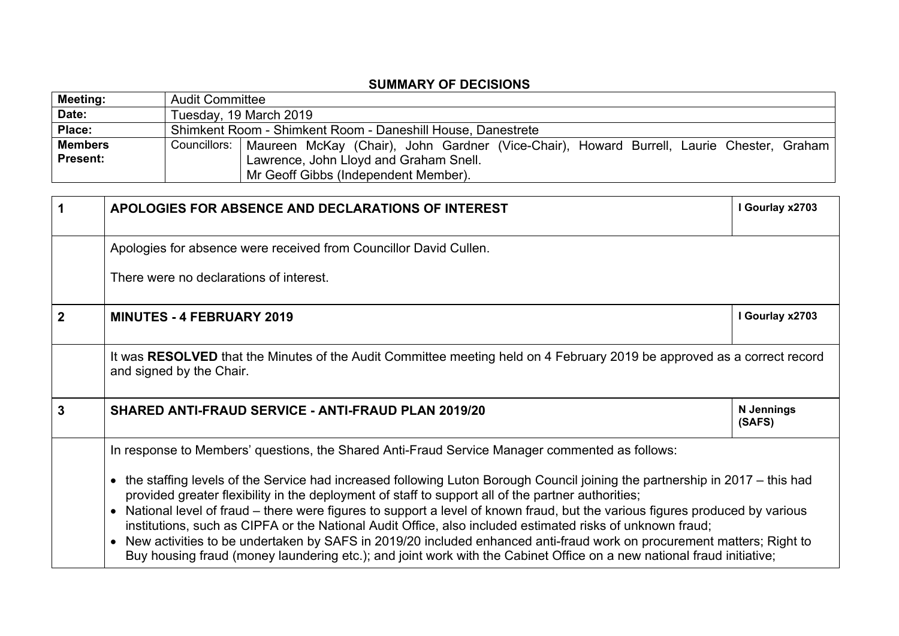## SUMMARY OF DECISIONS

| **Meeting:** | Audit Committee | |
|---|---|---|
| **Date:** | Tuesday, 19 March 2019 | |
| **Place:** | Shimkent Room - Shimkent Room - Daneshill House, Danestrete | |
| **Members Present:** | Councillors: | Maureen McKay (Chair), John Gardner (Vice-Chair), Howard Burrell, Laurie Chester, Graham Lawrence, John Lloyd and Graham Snell. Mr Geoff Gibbs (Independent Member). |

| | | |
|---|---|---|
| **1** | **APOLOGIES FOR ABSENCE AND DECLARATIONS OF INTEREST** | **I Gourlay x2703** |
| | Apologies for absence were received from Councillor David Cullen.<br><br>There were no declarations of interest. | |
| **2** | **MINUTES - 4 FEBRUARY 2019** | **I Gourlay x2703** |
| | It was **RESOLVED** that the Minutes of the Audit Committee meeting held on 4 February 2019 be approved as a correct record and signed by the Chair. | |
| **3** | **SHARED ANTI-FRAUD SERVICE - ANTI-FRAUD PLAN 2019/20** | **N Jennings (SAFS)** |
| | In response to Members' questions, the Shared Anti-Fraud Service Manager commented as follows:<br><br>• the staffing levels of the Service had increased following Luton Borough Council joining the partnership in 2017 – this had provided greater flexibility in the deployment of staff to support all of the partner authorities;<br>• National level of fraud – there were figures to support a level of known fraud, but the various figures produced by various institutions, such as CIPFA or the National Audit Office, also included estimated risks of unknown fraud;<br>• New activities to be undertaken by SAFS in 2019/20 included enhanced anti-fraud work on procurement matters; Right to Buy housing fraud (money laundering etc.); and joint work with the Cabinet Office on a new national fraud initiative; | |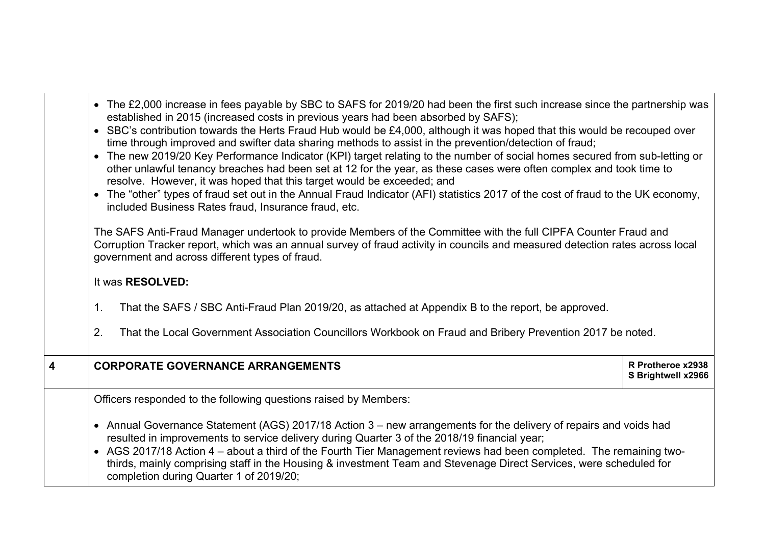- The £2,000 increase in fees payable by SBC to SAFS for 2019/20 had been the first such increase since the partnership was established in 2015 (increased costs in previous years had been absorbed by SAFS);
- SBC's contribution towards the Herts Fraud Hub would be £4,000, although it was hoped that this would be recouped over time through improved and swifter data sharing methods to assist in the prevention/detection of fraud;
- The new 2019/20 Key Performance Indicator (KPI) target relating to the number of social homes secured from sub-letting or other unlawful tenancy breaches had been set at 12 for the year, as these cases were often complex and took time to resolve. However, it was hoped that this target would be exceeded; and
- The "other" types of fraud set out in the Annual Fraud Indicator (AFI) statistics 2017 of the cost of fraud to the UK economy, included Business Rates fraud, Insurance fraud, etc.

The SAFS Anti-Fraud Manager undertook to provide Members of the Committee with the full CIPFA Counter Fraud and Corruption Tracker report, which was an annual survey of fraud activity in councils and measured detection rates across local government and across different types of fraud.

It was **RESOLVED:**

1. That the SAFS / SBC Anti-Fraud Plan 2019/20, as attached at Appendix B to the report, be approved.

2. That the Local Government Association Councillors Workbook on Fraud and Bribery Prevention 2017 be noted.

| | | |
|---|---|---|
| **4** | **CORPORATE GOVERNANCE ARRANGEMENTS** | **R Protheroe x2938**<br>**S Brightwell x2966** |

Officers responded to the following questions raised by Members:

- Annual Governance Statement (AGS) 2017/18 Action 3 – new arrangements for the delivery of repairs and voids had resulted in improvements to service delivery during Quarter 3 of the 2018/19 financial year;
- AGS 2017/18 Action 4 – about a third of the Fourth Tier Management reviews had been completed. The remaining two-thirds, mainly comprising staff in the Housing & investment Team and Stevenage Direct Services, were scheduled for completion during Quarter 1 of 2019/20;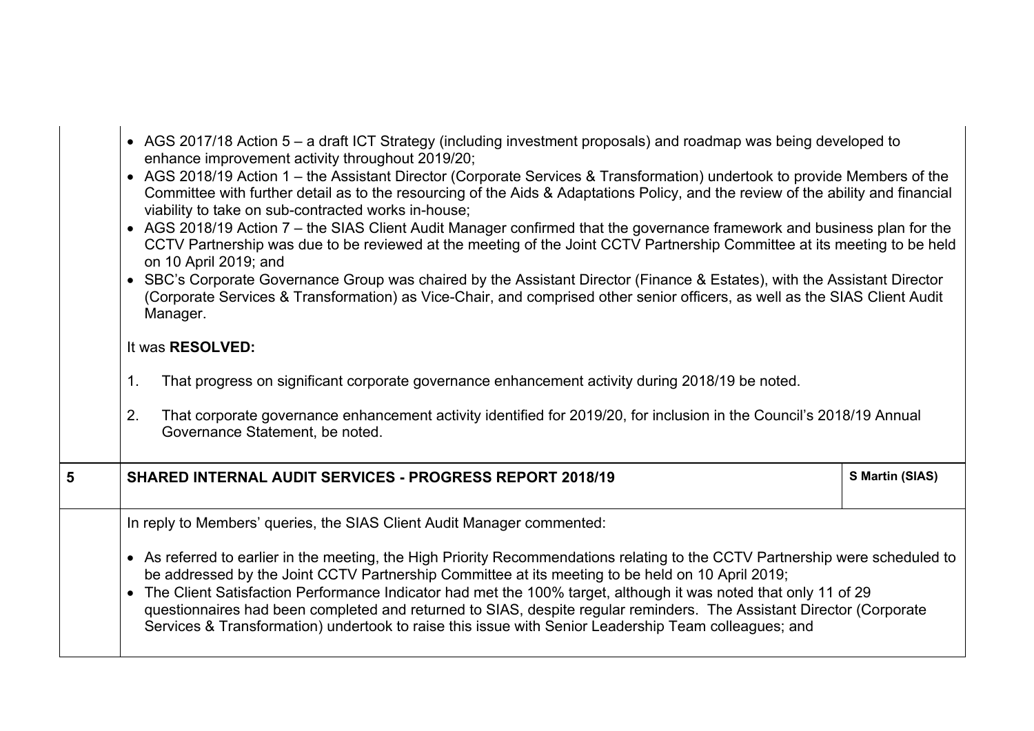- AGS 2017/18 Action 5 – a draft ICT Strategy (including investment proposals) and roadmap was being developed to enhance improvement activity throughout 2019/20;
- AGS 2018/19 Action 1 – the Assistant Director (Corporate Services & Transformation) undertook to provide Members of the Committee with further detail as to the resourcing of the Aids & Adaptations Policy, and the review of the ability and financial viability to take on sub-contracted works in-house;
- AGS 2018/19 Action 7 – the SIAS Client Audit Manager confirmed that the governance framework and business plan for the CCTV Partnership was due to be reviewed at the meeting of the Joint CCTV Partnership Committee at its meeting to be held on 10 April 2019; and
- SBC's Corporate Governance Group was chaired by the Assistant Director (Finance & Estates), with the Assistant Director (Corporate Services & Transformation) as Vice-Chair, and comprised other senior officers, as well as the SIAS Client Audit Manager.

It was **RESOLVED:**

1. That progress on significant corporate governance enhancement activity during 2018/19 be noted.
2. That corporate governance enhancement activity identified for 2019/20, for inclusion in the Council's 2018/19 Annual Governance Statement, be noted.

| 5 | **SHARED INTERNAL AUDIT SERVICES - PROGRESS REPORT 2018/19** | **S Martin (SIAS)** |
|---|---|---|

In reply to Members' queries, the SIAS Client Audit Manager commented:

- As referred to earlier in the meeting, the High Priority Recommendations relating to the CCTV Partnership were scheduled to be addressed by the Joint CCTV Partnership Committee at its meeting to be held on 10 April 2019;
- The Client Satisfaction Performance Indicator had met the 100% target, although it was noted that only 11 of 29 questionnaires had been completed and returned to SIAS, despite regular reminders. The Assistant Director (Corporate Services & Transformation) undertook to raise this issue with Senior Leadership Team colleagues; and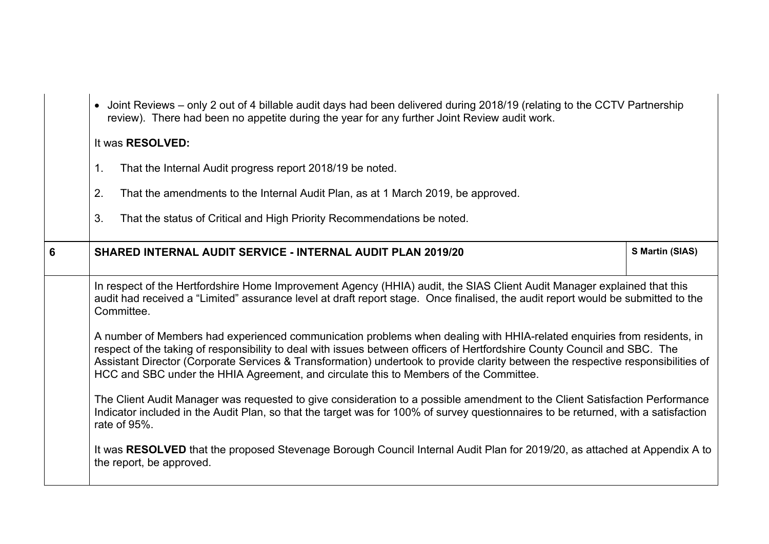| | | |
|---|---|---|
| | • Joint Reviews – only 2 out of 4 billable audit days had been delivered during 2018/19 (relating to the CCTV Partnership review). There had been no appetite during the year for any further Joint Review audit work.<br><br>It was **RESOLVED:**<br><br>1. That the Internal Audit progress report 2018/19 be noted.<br><br>2. That the amendments to the Internal Audit Plan, as at 1 March 2019, be approved.<br><br>3. That the status of Critical and High Priority Recommendations be noted. | |
| **6** | **SHARED INTERNAL AUDIT SERVICE - INTERNAL AUDIT PLAN 2019/20** | **S Martin (SIAS)** |
| | In respect of the Hertfordshire Home Improvement Agency (HHIA) audit, the SIAS Client Audit Manager explained that this audit had received a "Limited" assurance level at draft report stage. Once finalised, the audit report would be submitted to the Committee.<br><br>A number of Members had experienced communication problems when dealing with HHIA-related enquiries from residents, in respect of the taking of responsibility to deal with issues between officers of Hertfordshire County Council and SBC. The Assistant Director (Corporate Services & Transformation) undertook to provide clarity between the respective responsibilities of HCC and SBC under the HHIA Agreement, and circulate this to Members of the Committee.<br><br>The Client Audit Manager was requested to give consideration to a possible amendment to the Client Satisfaction Performance Indicator included in the Audit Plan, so that the target was for 100% of survey questionnaires to be returned, with a satisfaction rate of 95%.<br><br>It was **RESOLVED** that the proposed Stevenage Borough Council Internal Audit Plan for 2019/20, as attached at Appendix A to the report, be approved. | |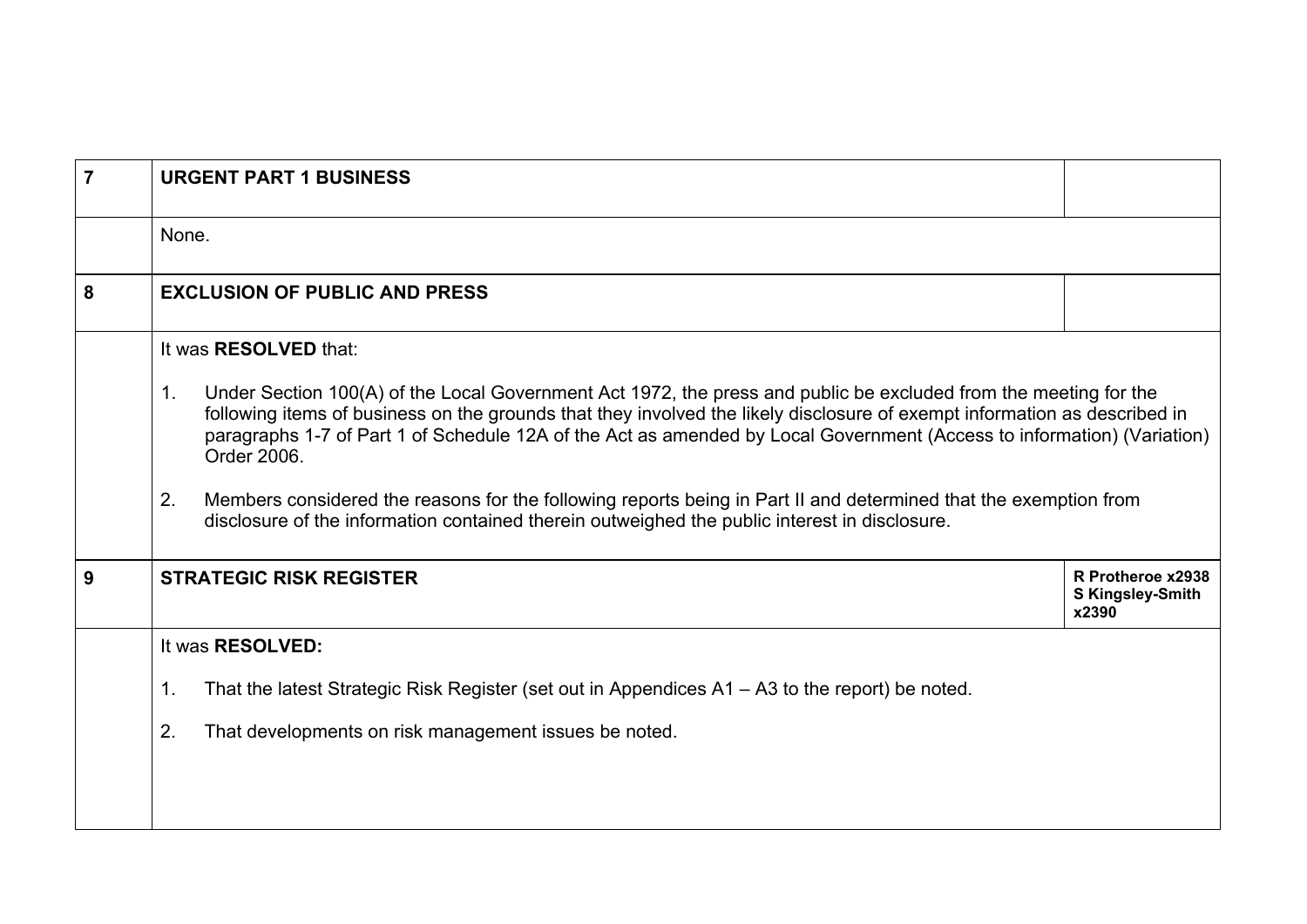| | | |
|---|---|---|
| **7** | **URGENT PART 1 BUSINESS** | |
| | None. | |
| **8** | **EXCLUSION OF PUBLIC AND PRESS** | |
| | It was **RESOLVED** that:<br><br>1. Under Section 100(A) of the Local Government Act 1972, the press and public be excluded from the meeting for the following items of business on the grounds that they involved the likely disclosure of exempt information as described in paragraphs 1-7 of Part 1 of Schedule 12A of the Act as amended by Local Government (Access to information) (Variation) Order 2006.<br><br>2. Members considered the reasons for the following reports being in Part II and determined that the exemption from disclosure of the information contained therein outweighed the public interest in disclosure. | |
| **9** | **STRATEGIC RISK REGISTER** | **R Protheroe x2938 S Kingsley-Smith x2390** |
| | It was **RESOLVED:**<br><br>1. That the latest Strategic Risk Register (set out in Appendices A1 – A3 to the report) be noted.<br><br>2. That developments on risk management issues be noted. | |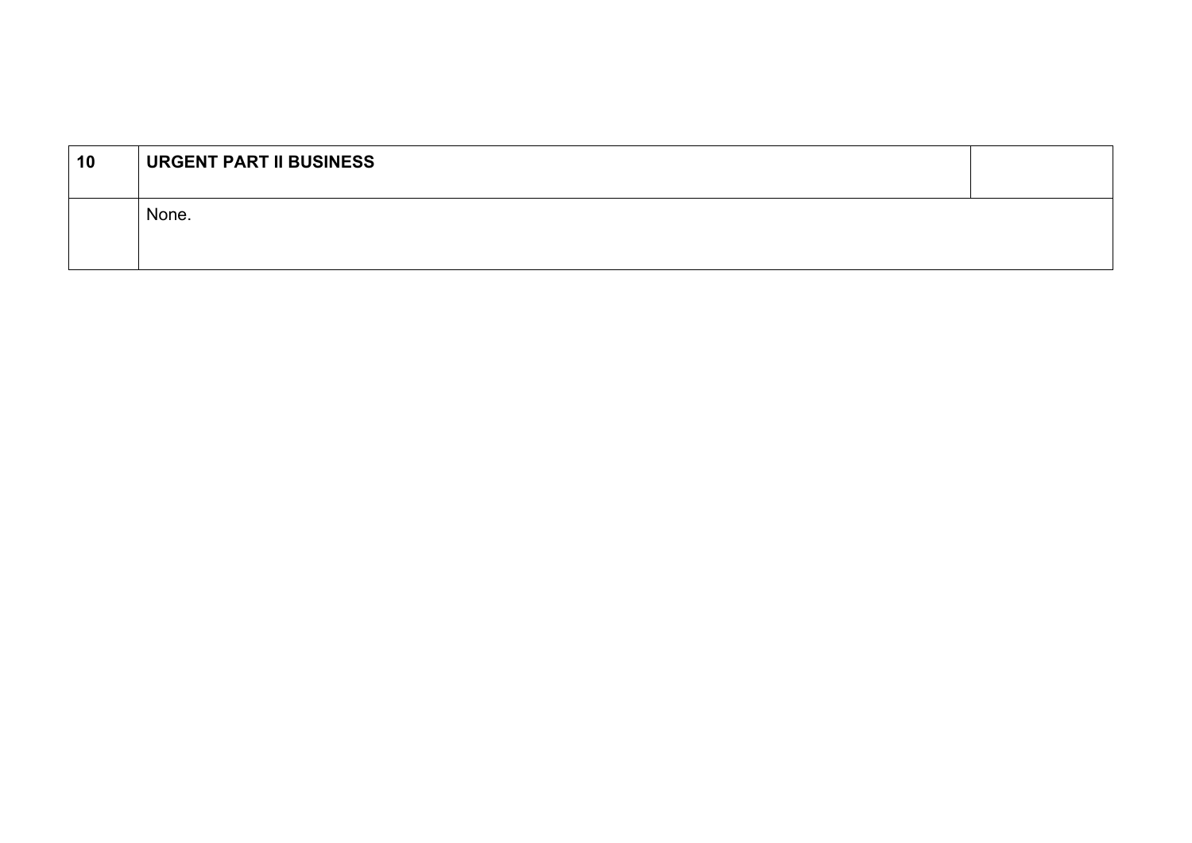| | | |
|---|---|---|
| **10** | **URGENT PART II BUSINESS** | |
| | None. | |